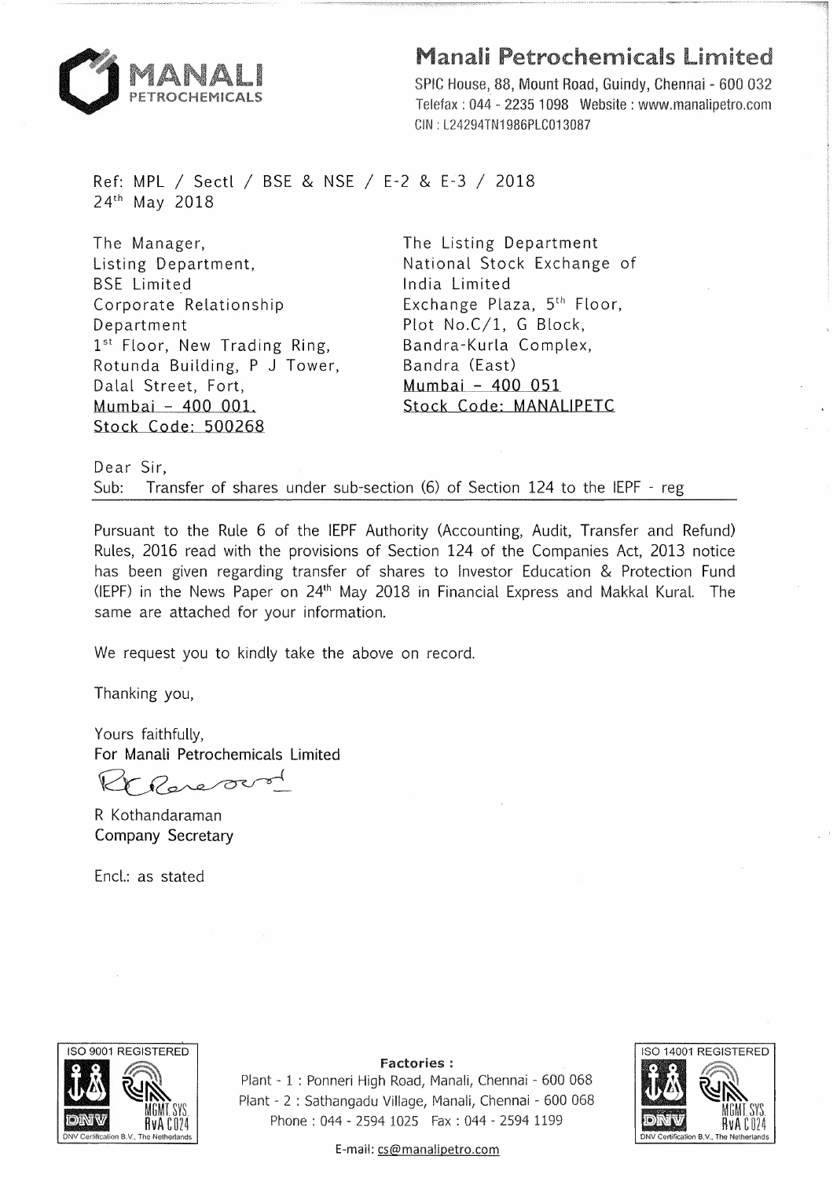# Manali Petrochemicals Limited

SPIC House, 88, Mount Road, Guindy, Chennai - 600 032
Telefax : 044 - 2235 1098 Website : www.manalipetro.com
CIN : L24294TN1986PLC013087

Ref: MPL / Sectl / BSE & NSE / E-2 & E-3 / 2018
24th May 2018

The Manager,
Listing Department,
BSE Limited
Corporate Relationship Department
1st Floor, New Trading Ring,
Rotunda Building, P J Tower,
Dalal Street, Fort,
Mumbai – 400 001.
Stock Code: 500268

The Listing Department
National Stock Exchange of India Limited
Exchange Plaza, 5th Floor,
Plot No.C/1, G Block,
Bandra-Kurla Complex,
Bandra (East)
Mumbai – 400 051
Stock Code: MANALIPETC

Dear Sir,

Sub: Transfer of shares under sub-section (6) of Section 124 to the IEPF - reg

Pursuant to the Rule 6 of the IEPF Authority (Accounting, Audit, Transfer and Refund) Rules, 2016 read with the provisions of Section 124 of the Companies Act, 2013 notice has been given regarding transfer of shares to Investor Education & Protection Fund (IEPF) in the News Paper on 24th May 2018 in Financial Express and Makkal Kural. The same are attached for your information.

We request you to kindly take the above on record.

Thanking you,

Yours faithfully,
For Manali Petrochemicals Limited

R Kothandaraman
Company Secretary

Encl.: as stated

ISO 9001 REGISTERED

**Factories :**
Plant - 1 : Ponneri High Road, Manali, Chennai - 600 068
Plant - 2 : Sathangadu Village, Manali, Chennai - 600 068
Phone : 044 - 2594 1025 Fax : 044 - 2594 1199

ISO 14001 REGISTERED

E-mail: cs@manalipetro.com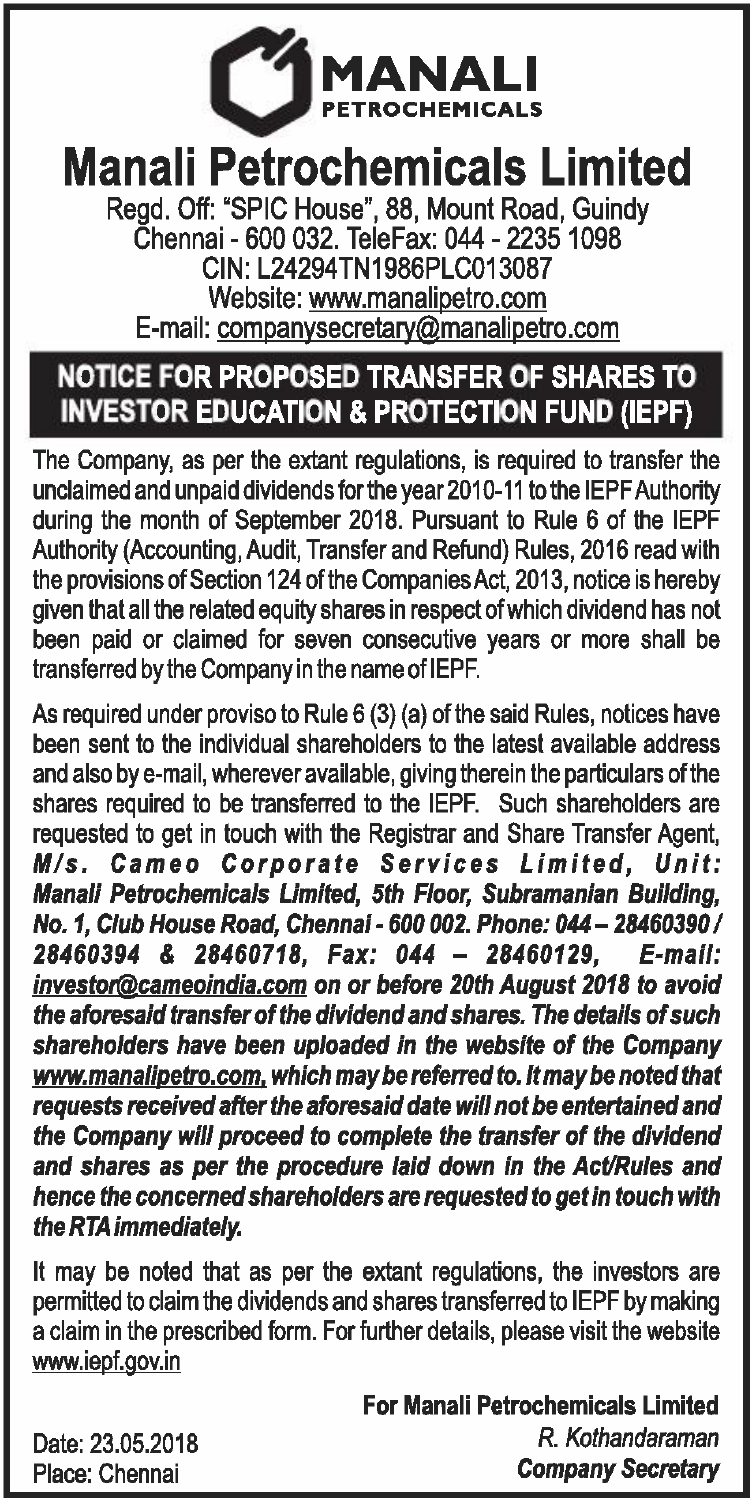MANALI
PETROCHEMICALS

# Manali Petrochemicals Limited

Regd. Off: "SPIC House", 88, Mount Road, Guindy
Chennai - 600 032. TeleFax: 044 - 2235 1098
CIN: L24294TN1986PLC013087
Website: www.manalipetro.com
E-mail: companysecretary@manalipetro.com

## NOTICE FOR PROPOSED TRANSFER OF SHARES TO INVESTOR EDUCATION & PROTECTION FUND (IEPF)

The Company, as per the extant regulations, is required to transfer the unclaimed and unpaid dividends for the year 2010-11 to the IEPF Authority during the month of September 2018. Pursuant to Rule 6 of the IEPF Authority (Accounting, Audit, Transfer and Refund) Rules, 2016 read with the provisions of Section 124 of the Companies Act, 2013, notice is hereby given that all the related equity shares in respect of which dividend has not been paid or claimed for seven consecutive years or more shall be transferred by the Company in the name of IEPF.

As required under proviso to Rule 6 (3) (a) of the said Rules, notices have been sent to the individual shareholders to the latest available address and also by e-mail, wherever available, giving therein the particulars of the shares required to be transferred to the IEPF. Such shareholders are requested to get in touch with the Registrar and Share Transfer Agent, ***M/s. Cameo Corporate Services Limited, Unit: Manali Petrochemicals Limited, 5th Floor, Subramanian Building, No. 1, Club House Road, Chennai - 600 002. Phone: 044 – 28460390 / 28460394 & 28460718, Fax: 044 – 28460129, E-mail: investor@cameoindia.com on or before 20th August 2018 to avoid the aforesaid transfer of the dividend and shares. The details of such shareholders have been uploaded in the website of the Company www.manalipetro.com, which may be referred to. It may be noted that requests received after the aforesaid date will not be entertained and the Company will proceed to complete the transfer of the dividend and shares as per the procedure laid down in the Act/Rules and hence the concerned shareholders are requested to get in touch with the RTA immediately.***

It may be noted that as per the extant regulations, the investors are permitted to claim the dividends and shares transferred to IEPF by making a claim in the prescribed form. For further details, please visit the website www.iepf.gov.in

**For Manali Petrochemicals Limited**
*R. Kothandaraman*
***Company Secretary***

Date: 23.05.2018
Place: Chennai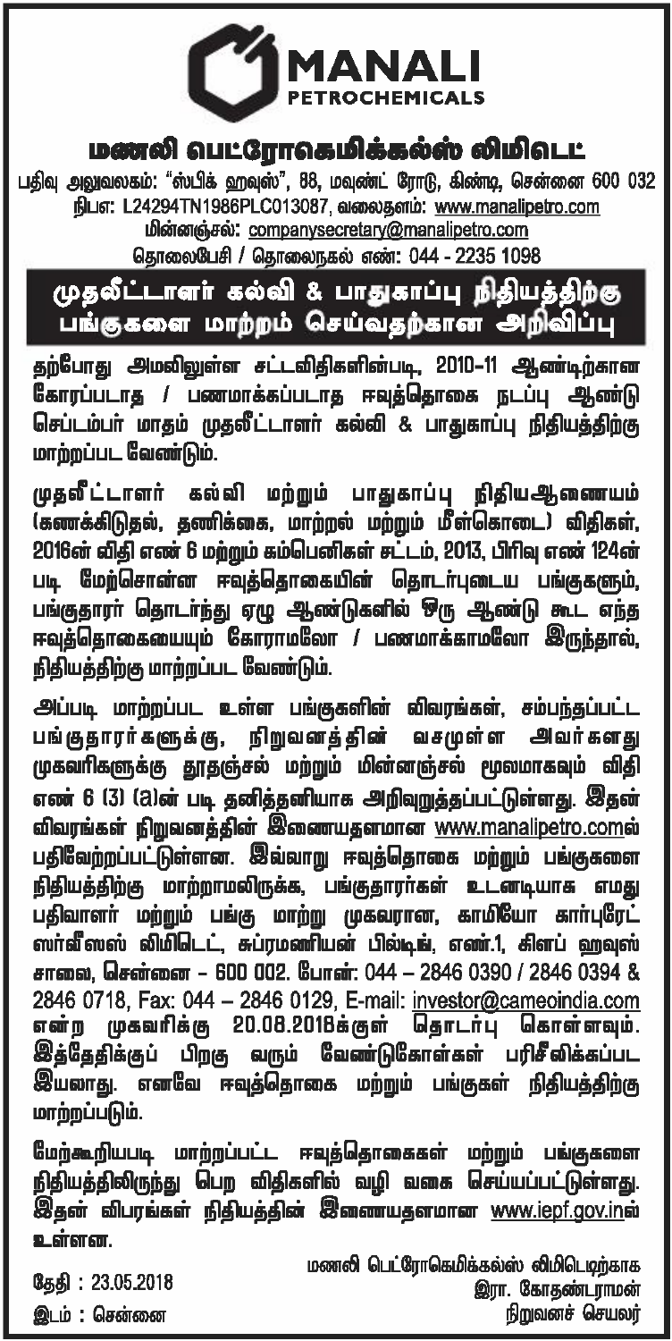# MANALI
PETROCHEMICALS

## மணலி பெட்ரோகெமிக்கல்ஸ் லிமிடெட்

பதிவு அலுவலகம்: "ஸ்பிக் ஹவுஸ்", 88, மவுண்ட் ரோடு, கிண்டி, சென்னை 600 032
நிபஎ: L24294TN1986PLC013087, வலைதளம்: www.manalipetro.com
மின்னஞ்சல்: companysecretary@manalipetro.com
தொலைபேசி / தொலைநகல் எண்: 044 - 2235 1098

## முதலீட்டாளர் கல்வி & பாதுகாப்பு நிதியத்திற்கு பங்குகளை மாற்றம் செய்வதற்கான அறிவிப்பு

தற்போது அமலிலுள்ள சட்டவிதிகளின்படி, 2010-11 ஆண்டிற்கான கோரப்படாத / பணமாக்கப்படாத ஈவுத்தொகை நடப்பு ஆண்டு செப்டம்பர் மாதம் முதலீட்டாளர் கல்வி & பாதுகாப்பு நிதியத்திற்கு மாற்றப்பட வேண்டும்.

முதலீட்டாளர் கல்வி மற்றும் பாதுகாப்பு நிதியஆணையம் (கணக்கிடுதல், தணிக்கை, மாற்றல் மற்றும் மீள்கொடை) விதிகள், 2016ன் விதி எண் 6 மற்றும் கம்பெனிகள் சட்டம், 2013, பிரிவு எண் 124ன் படி மேற்சொன்ன ஈவுத்தொகையின் தொடர்புடைய பங்குகளும், பங்குதாரர் தொடர்ந்து ஏழு ஆண்டுகளில் ஒரு ஆண்டு கூட எந்த ஈவுத்தொகையையும் கோராமலோ / பணமாக்காமலோ இருந்தால், நிதியத்திற்கு மாற்றப்பட வேண்டும்.

அப்படி மாற்றப்பட உள்ள பங்குகளின் விவரங்கள், சம்பந்தப்பட்ட பங்குதாரர்களுக்கு, நிறுவனத்தின் வசமுள்ள அவர்களது முகவரிகளுக்கு தூதஞ்சல் மற்றும் மின்னஞ்சல் மூலமாகவும் விதி எண் 6 (3) (a)ன் படி தனித்தனியாக அறிவுறுத்தப்பட்டுள்ளது. இதன் விவரங்கள் நிறுவனத்தின் இணையதளமான www.manalipetro.comல் பதிவேற்றப்பட்டுள்ளன. இவ்வாறு ஈவுத்தொகை மற்றும் பங்குகளை நிதியத்திற்கு மாற்றாமலிருக்க, பங்குதாரர்கள் உடனடியாக எமது பதிவாளர் மற்றும் பங்கு மாற்று முகவரான, காமியோ கார்பரேட் ஸர்வீஸஸ் லிமிடெட், சுப்ரமணியன் பில்டிங், எண்.1, கிளப் ஹவுஸ் சாலை, சென்னை – 600 002. போன்: 044 – 2846 0390 / 2846 0394 & 2846 0718, Fax: 044 – 2846 0129, E-mail: investor@cameoindia.com என்ற முகவரிக்கு 20.08.2018க்குள் தொடர்பு கொள்ளவும். இத்தேதிக்குப் பிறகு வரும் வேண்டுகோள்கள் பரிசீலிக்கப்பட இயலாது. எனவே ஈவுத்தொகை மற்றும் பங்குகள் நிதியத்திற்கு மாற்றப்படும்.

மேற்கூறியபடி மாற்றப்பட்ட ஈவுத்தொகைகள் மற்றும் பங்குகளை நிதியத்திலிருந்து பெற விதிகளில் வழி வகை செய்யப்பட்டுள்ளது. இதன் விபரங்கள் நிதியத்தின் இணையதளமான www.iepf.gov.inல் உள்ளன.

மணலி பெட்ரோகெமிக்கல்ஸ் லிமிடெடிற்காக
இரா. கோதண்டராமன்
நிறுவனச் செயலர்

தேதி : 23.05.2018
இடம் : சென்னை